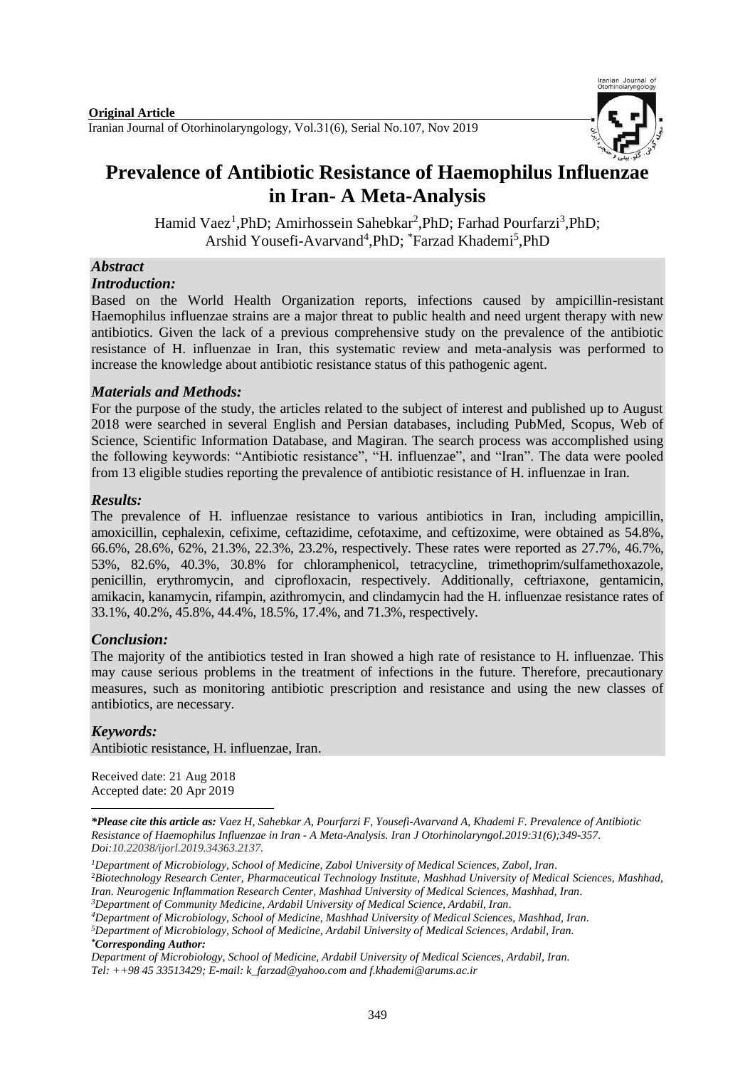**Original Article**

# Prevalence of Antibiotic Resistance of Haemophilus Influenzae in Iran- A Meta-Analysis

Hamid Vaez[1],PhD; Amirhossein Sahebkar[2],PhD; Farhad Pourfarzi[3],PhD; Arshid Yousefi-Avarvand[4],PhD; *Farzad Khademi[5],PhD

## *Abstract*

### *Introduction:*

Based on the World Health Organization reports, infections caused by ampicillin-resistant Haemophilus influenzae strains are a major threat to public health and need urgent therapy with new antibiotics. Given the lack of a previous comprehensive study on the prevalence of the antibiotic resistance of H. influenzae in Iran, this systematic review and meta-analysis was performed to increase the knowledge about antibiotic resistance status of this pathogenic agent.

### *Materials and Methods:*

For the purpose of the study, the articles related to the subject of interest and published up to August 2018 were searched in several English and Persian databases, including PubMed, Scopus, Web of Science, Scientific Information Database, and Magiran. The search process was accomplished using the following keywords: "Antibiotic resistance", "H. influenzae", and "Iran". The data were pooled from 13 eligible studies reporting the prevalence of antibiotic resistance of H. influenzae in Iran.

### *Results:*

The prevalence of H. influenzae resistance to various antibiotics in Iran, including ampicillin, amoxicillin, cephalexin, cefixime, ceftazidime, cefotaxime, and ceftizoxime, were obtained as 54.8%, 66.6%, 28.6%, 62%, 21.3%, 22.3%, 23.2%, respectively. These rates were reported as 27.7%, 46.7%, 53%, 82.6%, 40.3%, 30.8% for chloramphenicol, tetracycline, trimethoprim/sulfamethoxazole, penicillin, erythromycin, and ciprofloxacin, respectively. Additionally, ceftriaxone, gentamicin, amikacin, kanamycin, rifampin, azithromycin, and clindamycin had the H. influenzae resistance rates of 33.1%, 40.2%, 45.8%, 44.4%, 18.5%, 17.4%, and 71.3%, respectively.

### *Conclusion:*

The majority of the antibiotics tested in Iran showed a high rate of resistance to H. influenzae. This may cause serious problems in the treatment of infections in the future. Therefore, precautionary measures, such as monitoring antibiotic prescription and resistance and using the new classes of antibiotics, are necessary.

### *Keywords:*

Antibiotic resistance, H. influenzae, Iran.

Received date: 21 Aug 2018
Accepted date: 20 Apr 2019

***Please cite this article as:** *Vaez H, Sahebkar A, Pourfarzi F, Yousefi-Avarvand A, Khademi F. Prevalence of Antibiotic Resistance of Haemophilus Influenzae in Iran - A Meta-Analysis. Iran J Otorhinolaryngol.2019:31(6);349-357. Doi:10.22038/ijorl.2019.34363.2137.*

[1]*Department of Microbiology, School of Medicine, Zabol University of Medical Sciences, Zabol, Iran.*
[2]*Biotechnology Research Center, Pharmaceutical Technology Institute, Mashhad University of Medical Sciences, Mashhad, Iran. Neurogenic Inflammation Research Center, Mashhad University of Medical Sciences, Mashhad, Iran.*
[3]*Department of Community Medicine, Ardabil University of Medical Science, Ardabil, Iran.*
[4]*Department of Microbiology, School of Medicine, Mashhad University of Medical Sciences, Mashhad, Iran.*
[5]*Department of Microbiology, School of Medicine, Ardabil University of Medical Sciences, Ardabil, Iran.*
***Corresponding Author:***
*Department of Microbiology, School of Medicine, Ardabil University of Medical Sciences, Ardabil, Iran. Tel: ++98 45 33513429; E-mail: k_farzad@yahoo.com and f.khademi@arums.ac.ir*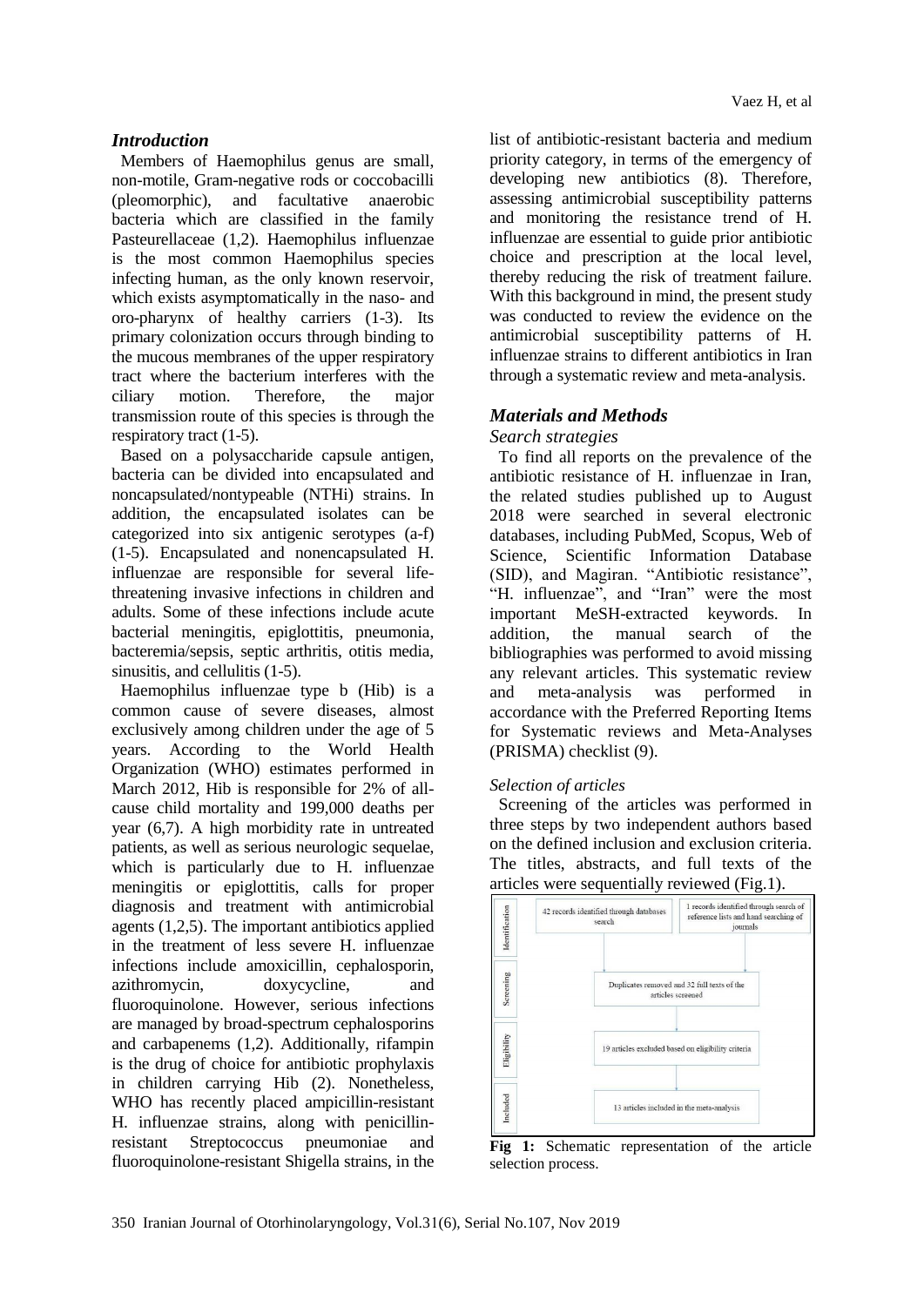## *Introduction*

Members of Haemophilus genus are small, non-motile, Gram-negative rods or coccobacilli (pleomorphic), and facultative anaerobic bacteria which are classified in the family Pasteurellaceae (1,2). Haemophilus influenzae is the most common Haemophilus species infecting human, as the only known reservoir, which exists asymptomatically in the naso- and oro-pharynx of healthy carriers (1-3). Its primary colonization occurs through binding to the mucous membranes of the upper respiratory tract where the bacterium interferes with the ciliary motion. Therefore, the major transmission route of this species is through the respiratory tract (1-5).

Based on a polysaccharide capsule antigen, bacteria can be divided into encapsulated and noncapsulated/nontypeable (NTHi) strains. In addition, the encapsulated isolates can be categorized into six antigenic serotypes (a-f) (1-5). Encapsulated and nonencapsulated H. influenzae are responsible for several life-threatening invasive infections in children and adults. Some of these infections include acute bacterial meningitis, epiglottitis, pneumonia, bacteremia/sepsis, septic arthritis, otitis media, sinusitis, and cellulitis (1-5).

Haemophilus influenzae type b (Hib) is a common cause of severe diseases, almost exclusively among children under the age of 5 years. According to the World Health Organization (WHO) estimates performed in March 2012, Hib is responsible for 2% of all-cause child mortality and 199,000 deaths per year (6,7). A high morbidity rate in untreated patients, as well as serious neurologic sequelae, which is particularly due to H. influenzae meningitis or epiglottitis, calls for proper diagnosis and treatment with antimicrobial agents (1,2,5). The important antibiotics applied in the treatment of less severe H. influenzae infections include amoxicillin, cephalosporin, azithromycin, doxycycline, and fluoroquinolone. However, serious infections are managed by broad-spectrum cephalosporins and carbapenems (1,2). Additionally, rifampin is the drug of choice for antibiotic prophylaxis in children carrying Hib (2). Nonetheless, WHO has recently placed ampicillin-resistant H. influenzae strains, along with penicillin-resistant Streptococcus pneumoniae and fluoroquinolone-resistant Shigella strains, in the list of antibiotic-resistant bacteria and medium priority category, in terms of the emergency of developing new antibiotics (8). Therefore, assessing antimicrobial susceptibility patterns and monitoring the resistance trend of H. influenzae are essential to guide prior antibiotic choice and prescription at the local level, thereby reducing the risk of treatment failure. With this background in mind, the present study was conducted to review the evidence on the antimicrobial susceptibility patterns of H. influenzae strains to different antibiotics in Iran through a systematic review and meta-analysis.

## *Materials and Methods*

### *Search strategies*

To find all reports on the prevalence of the antibiotic resistance of H. influenzae in Iran, the related studies published up to August 2018 were searched in several electronic databases, including PubMed, Scopus, Web of Science, Scientific Information Database (SID), and Magiran. "Antibiotic resistance", "H. influenzae", and "Iran" were the most important MeSH-extracted keywords. In addition, the manual search of the bibliographies was performed to avoid missing any relevant articles. This systematic review and meta-analysis was performed in accordance with the Preferred Reporting Items for Systematic reviews and Meta-Analyses (PRISMA) checklist (9).

### *Selection of articles*

Screening of the articles was performed in three steps by two independent authors based on the defined inclusion and exclusion criteria. The titles, abstracts, and full texts of the articles were sequentially reviewed (Fig.1).

Identification: 42 records identified through databases search; 1 records identified through search of reference lists and hand searching of journals

Screening: Duplicates removed and 32 full texts of the articles screened

Eligibility: 19 articles excluded based on eligibility criteria

Included: 13 articles included in the meta-analysis

**Fig 1:** Schematic representation of the article selection process.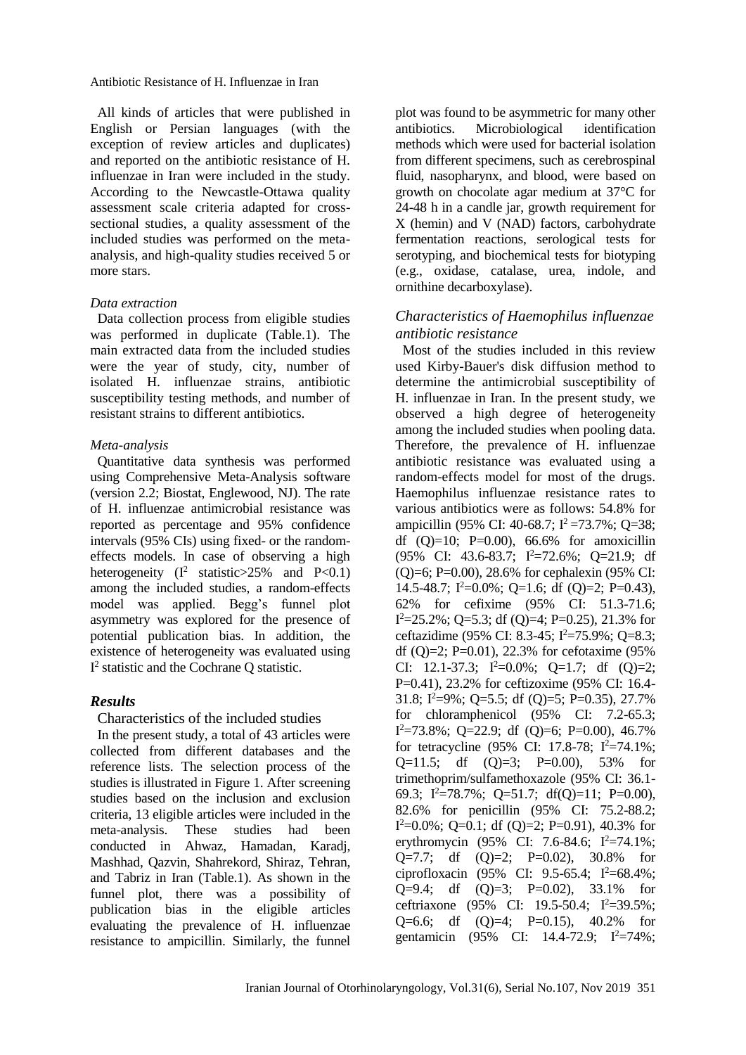All kinds of articles that were published in English or Persian languages (with the exception of review articles and duplicates) and reported on the antibiotic resistance of H. influenzae in Iran were included in the study. According to the Newcastle-Ottawa quality assessment scale criteria adapted for cross-sectional studies, a quality assessment of the included studies was performed on the meta-analysis, and high-quality studies received 5 or more stars.

*Data extraction*

Data collection process from eligible studies was performed in duplicate (Table.1). The main extracted data from the included studies were the year of study, city, number of isolated H. influenzae strains, antibiotic susceptibility testing methods, and number of resistant strains to different antibiotics.

*Meta-analysis*

Quantitative data synthesis was performed using Comprehensive Meta-Analysis software (version 2.2; Biostat, Englewood, NJ). The rate of H. influenzae antimicrobial resistance was reported as percentage and 95% confidence intervals (95% CIs) using fixed- or the random-effects models. In case of observing a high heterogeneity ($I^2$ statistic>25% and P<0.1) among the included studies, a random-effects model was applied. Begg's funnel plot asymmetry was explored for the presence of potential publication bias. In addition, the existence of heterogeneity was evaluated using $I^2$ statistic and the Cochrane Q statistic.

## Results

### Characteristics of the included studies

In the present study, a total of 43 articles were collected from different databases and the reference lists. The selection process of the studies is illustrated in Figure 1. After screening studies based on the inclusion and exclusion criteria, 13 eligible articles were included in the meta-analysis. These studies had been conducted in Ahwaz, Hamadan, Karadj, Mashhad, Qazvin, Shahrekord, Shiraz, Tehran, and Tabriz in Iran (Table.1). As shown in the funnel plot, there was a possibility of publication bias in the eligible articles evaluating the prevalence of H. influenzae resistance to ampicillin. Similarly, the funnel plot was found to be asymmetric for many other antibiotics. Microbiological identification methods which were used for bacterial isolation from different specimens, such as cerebrospinal fluid, nasopharynx, and blood, were based on growth on chocolate agar medium at 37°C for 24-48 h in a candle jar, growth requirement for X (hemin) and V (NAD) factors, carbohydrate fermentation reactions, serological tests for serotyping, and biochemical tests for biotyping (e.g., oxidase, catalase, urea, indole, and ornithine decarboxylase).

### *Characteristics of Haemophilus influenzae antibiotic resistance*

Most of the studies included in this review used Kirby-Bauer's disk diffusion method to determine the antimicrobial susceptibility of H. influenzae in Iran. In the present study, we observed a high degree of heterogeneity among the included studies when pooling data. Therefore, the prevalence of H. influenzae antibiotic resistance was evaluated using a random-effects model for most of the drugs. Haemophilus influenzae resistance rates to various antibiotics were as follows: 54.8% for ampicillin (95% CI: 40-68.7; $I^2$ =73.7%; Q=38; df (Q)=10; P=0.00), 66.6% for amoxicillin (95% CI: 43.6-83.7; $I^2$=72.6%; Q=21.9; df (Q)=6; P=0.00), 28.6% for cephalexin (95% CI: 14.5-48.7; $I^2$=0.0%; Q=1.6; df (Q)=2; P=0.43), 62% for cefixime (95% CI: 51.3-71.6; $I^2$=25.2%; Q=5.3; df (Q)=4; P=0.25), 21.3% for ceftazidime (95% CI: 8.3-45; $I^2$=75.9%; Q=8.3; df (Q)=2; P=0.01), 22.3% for cefotaxime (95% CI: 12.1-37.3; $I^2$=0.0%; Q=1.7; df (Q)=2; P=0.41), 23.2% for ceftizoxime (95% CI: 16.4-31.8; $I^2$=9%; Q=5.5; df (Q)=5; P=0.35), 27.7% for chloramphenicol (95% CI: 7.2-65.3; $I^2$=73.8%; Q=22.9; df (Q)=6; P=0.00), 46.7% for tetracycline (95% CI: 17.8-78; $I^2$=74.1%; Q=11.5; df (Q)=3; P=0.00), 53% for trimethoprim/sulfamethoxazole (95% CI: 36.1-69.3; $I^2$=78.7%; Q=51.7; df(Q)=11; P=0.00), 82.6% for penicillin (95% CI: 75.2-88.2; $I^2$=0.0%; Q=0.1; df (Q)=2; P=0.91), 40.3% for erythromycin (95% CI: 7.6-84.6; $I^2$=74.1%; Q=7.7; df (Q)=2; P=0.02), 30.8% for ciprofloxacin (95% CI: 9.5-65.4; $I^2$=68.4%; Q=9.4; df (Q)=3; P=0.02), 33.1% for ceftriaxone (95% CI: 19.5-50.4; $I^2$=39.5%; Q=6.6; df (Q)=4; P=0.15), 40.2% for gentamicin (95% CI: 14.4-72.9; $I^2$=74%;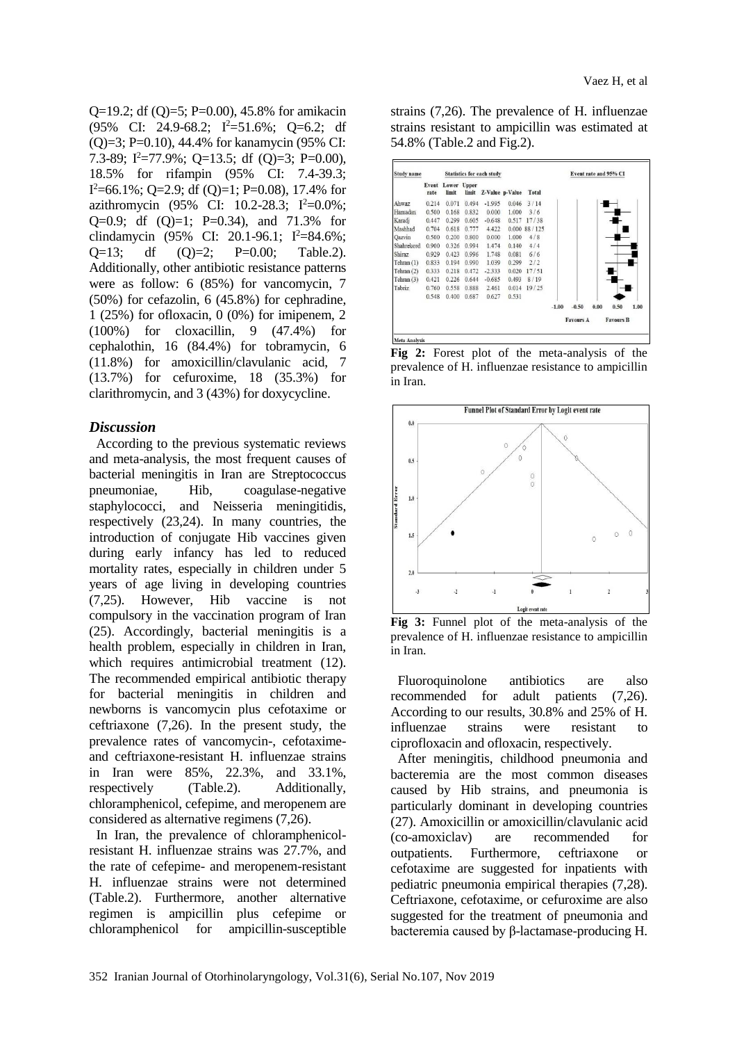Q=19.2; df (Q)=5; P=0.00), 45.8% for amikacin (95% CI: 24.9-68.2; $I^2$=51.6%; Q=6.2; df (Q)=3; P=0.10), 44.4% for kanamycin (95% CI: 7.3-89; $I^2$=77.9%; Q=13.5; df (Q)=3; P=0.00), 18.5% for rifampin (95% CI: 7.4-39.3; $I^2$=66.1%; Q=2.9; df (Q)=1; P=0.08), 17.4% for azithromycin (95% CI: 10.2-28.3; $I^2$=0.0%; Q=0.9; df (Q)=1; P=0.34), and 71.3% for clindamycin (95% CI: 20.1-96.1; $I^2$=84.6%; Q=13; df (Q)=2; P=0.00; Table.2). Additionally, other antibiotic resistance patterns were as follow: 6 (85%) for vancomycin, 7 (50%) for cefazolin, 6 (45.8%) for cephradine, 1 (25%) for ofloxacin, 0 (0%) for imipenem, 2 (100%) for cloxacillin, 9 (47.4%) for cephalothin, 16 (84.4%) for tobramycin, 6 (11.8%) for amoxicillin/clavulanic acid, 7 (13.7%) for cefuroxime, 18 (35.3%) for clarithromycin, and 3 (43%) for doxycycline.

## *Discussion*

According to the previous systematic reviews and meta-analysis, the most frequent causes of bacterial meningitis in Iran are Streptococcus pneumoniae, Hib, coagulase-negative staphylococci, and Neisseria meningitidis, respectively (23,24). In many countries, the introduction of conjugate Hib vaccines given during early infancy has led to reduced mortality rates, especially in children under 5 years of age living in developing countries (7,25). However, Hib vaccine is not compulsory in the vaccination program of Iran (25). Accordingly, bacterial meningitis is a health problem, especially in children in Iran, which requires antimicrobial treatment (12). The recommended empirical antibiotic therapy for bacterial meningitis in children and newborns is vancomycin plus cefotaxime or ceftriaxone (7,26). In the present study, the prevalence rates of vancomycin-, cefotaxime- and ceftriaxone-resistant H. influenzae strains in Iran were 85%, 22.3%, and 33.1%, respectively (Table.2). Additionally, chloramphenicol, cefepime, and meropenem are considered as alternative regimens (7,26).

In Iran, the prevalence of chloramphenicol-resistant H. influenzae strains was 27.7%, and the rate of cefepime- and meropenem-resistant H. influenzae strains were not determined (Table.2). Furthermore, another alternative regimen is ampicillin plus cefepime or chloramphenicol for ampicillin-susceptible strains (7,26). The prevalence of H. influenzae strains resistant to ampicillin was estimated at 54.8% (Table.2 and Fig.2).

| Study name | Event rate | Lower limit | Upper limit | Z-Value | p-Value | Total |
|---|---|---|---|---|---|---|
| Ahwaz | 0.214 | 0.071 | 0.494 | -1.995 | 0.046 | 3 / 14 |
| Hamadan | 0.500 | 0.168 | 0.832 | 0.000 | 1.000 | 3 / 6 |
| Karadj | 0.447 | 0.299 | 0.605 | -0.648 | 0.517 | 17 / 38 |
| Mashhad | 0.704 | 0.618 | 0.777 | 4.422 | 0.000 | 88 / 125 |
| Qazvin | 0.500 | 0.200 | 0.800 | 0.000 | 1.000 | 4 / 8 |
| Shahrekord | 0.900 | 0.326 | 0.994 | 1.474 | 0.140 | 4 / 4 |
| Shiraz | 0.929 | 0.423 | 0.996 | 1.748 | 0.081 | 6 / 6 |
| Tehran (1) | 0.833 | 0.194 | 0.990 | 1.039 | 0.299 | 2 / 2 |
| Tehran (2) | 0.333 | 0.218 | 0.472 | -2.333 | 0.020 | 17 / 51 |
| Tehran (3) | 0.421 | 0.226 | 0.644 | -0.685 | 0.493 | 8 / 19 |
| Tabriz | 0.760 | 0.558 | 0.888 | 2.461 | 0.014 | 19 / 25 |
| | 0.548 | 0.400 | 0.687 | 0.627 | 0.531 | |

**Fig 2:** Forest plot of the meta-analysis of the prevalence of H. influenzae resistance to ampicillin in Iran.

**Fig 3:** Funnel plot of the meta-analysis of the prevalence of H. influenzae resistance to ampicillin in Iran.

Fluoroquinolone antibiotics are also recommended for adult patients (7,26). According to our results, 30.8% and 25% of H. influenzae strains were resistant to ciprofloxacin and ofloxacin, respectively.

After meningitis, childhood pneumonia and bacteremia are the most common diseases caused by Hib strains, and pneumonia is particularly dominant in developing countries (27). Amoxicillin or amoxicillin/clavulanic acid (co-amoxiclav) are recommended for outpatients. Furthermore, ceftriaxone or cefotaxime are suggested for inpatients with pediatric pneumonia empirical therapies (7,28). Ceftriaxone, cefotaxime, or cefuroxime are also suggested for the treatment of pneumonia and bacteremia caused by β-lactamase-producing H.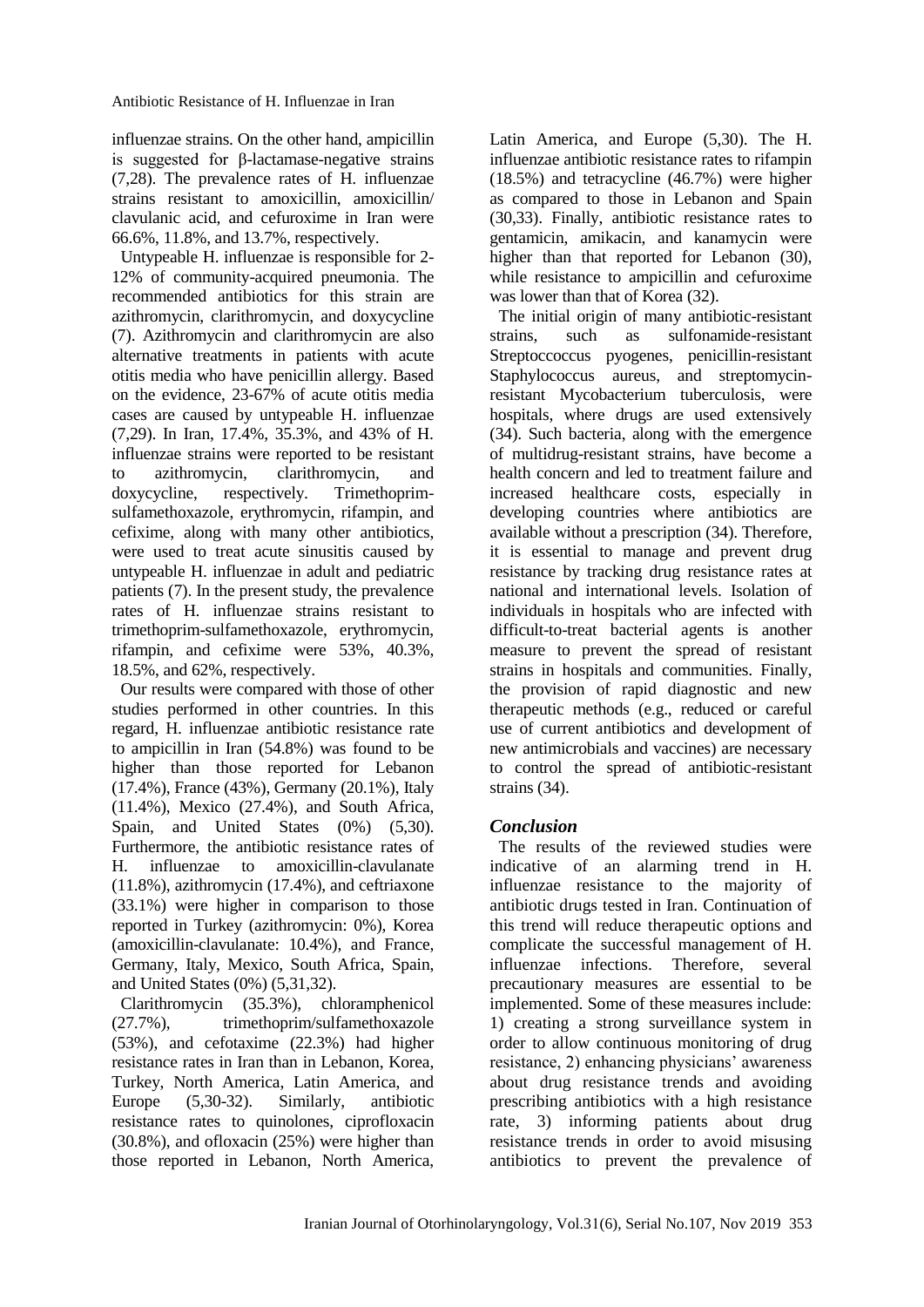influenzae strains. On the other hand, ampicillin is suggested for β-lactamase-negative strains (7,28). The prevalence rates of H. influenzae strains resistant to amoxicillin, amoxicillin/ clavulanic acid, and cefuroxime in Iran were 66.6%, 11.8%, and 13.7%, respectively.

Untypeable H. influenzae is responsible for 2-12% of community-acquired pneumonia. The recommended antibiotics for this strain are azithromycin, clarithromycin, and doxycycline (7). Azithromycin and clarithromycin are also alternative treatments in patients with acute otitis media who have penicillin allergy. Based on the evidence, 23-67% of acute otitis media cases are caused by untypeable H. influenzae (7,29). In Iran, 17.4%, 35.3%, and 43% of H. influenzae strains were reported to be resistant to azithromycin, clarithromycin, and doxycycline, respectively. Trimethoprim-sulfamethoxazole, erythromycin, rifampin, and cefixime, along with many other antibiotics, were used to treat acute sinusitis caused by untypeable H. influenzae in adult and pediatric patients (7). In the present study, the prevalence rates of H. influenzae strains resistant to trimethoprim-sulfamethoxazole, erythromycin, rifampin, and cefixime were 53%, 40.3%, 18.5%, and 62%, respectively.

Our results were compared with those of other studies performed in other countries. In this regard, H. influenzae antibiotic resistance rate to ampicillin in Iran (54.8%) was found to be higher than those reported for Lebanon (17.4%), France (43%), Germany (20.1%), Italy (11.4%), Mexico (27.4%), and South Africa, Spain, and United States (0%) (5,30). Furthermore, the antibiotic resistance rates of H. influenzae to amoxicillin-clavulanate (11.8%), azithromycin (17.4%), and ceftriaxone (33.1%) were higher in comparison to those reported in Turkey (azithromycin: 0%), Korea (amoxicillin-clavulanate: 10.4%), and France, Germany, Italy, Mexico, South Africa, Spain, and United States (0%) (5,31,32).

Clarithromycin (35.3%), chloramphenicol (27.7%), trimethoprim/sulfamethoxazole (53%), and cefotaxime (22.3%) had higher resistance rates in Iran than in Lebanon, Korea, Turkey, North America, Latin America, and Europe (5,30-32). Similarly, antibiotic resistance rates to quinolones, ciprofloxacin (30.8%), and ofloxacin (25%) were higher than those reported in Lebanon, North America, Latin America, and Europe (5,30). The H. influenzae antibiotic resistance rates to rifampin (18.5%) and tetracycline (46.7%) were higher as compared to those in Lebanon and Spain (30,33). Finally, antibiotic resistance rates to gentamicin, amikacin, and kanamycin were higher than that reported for Lebanon (30), while resistance to ampicillin and cefuroxime was lower than that of Korea (32).

The initial origin of many antibiotic-resistant strains, such as sulfonamide-resistant Streptoccoccus pyogenes, penicillin-resistant Staphylococcus aureus, and streptomycin-resistant Mycobacterium tuberculosis, were hospitals, where drugs are used extensively (34). Such bacteria, along with the emergence of multidrug-resistant strains, have become a health concern and led to treatment failure and increased healthcare costs, especially in developing countries where antibiotics are available without a prescription (34). Therefore, it is essential to manage and prevent drug resistance by tracking drug resistance rates at national and international levels. Isolation of individuals in hospitals who are infected with difficult-to-treat bacterial agents is another measure to prevent the spread of resistant strains in hospitals and communities. Finally, the provision of rapid diagnostic and new therapeutic methods (e.g., reduced or careful use of current antibiotics and development of new antimicrobials and vaccines) are necessary to control the spread of antibiotic-resistant strains (34).

## *Conclusion*

The results of the reviewed studies were indicative of an alarming trend in H. influenzae resistance to the majority of antibiotic drugs tested in Iran. Continuation of this trend will reduce therapeutic options and complicate the successful management of H. influenzae infections. Therefore, several precautionary measures are essential to be implemented. Some of these measures include: 1) creating a strong surveillance system in order to allow continuous monitoring of drug resistance, 2) enhancing physicians' awareness about drug resistance trends and avoiding prescribing antibiotics with a high resistance rate, 3) informing patients about drug resistance trends in order to avoid misusing antibiotics to prevent the prevalence of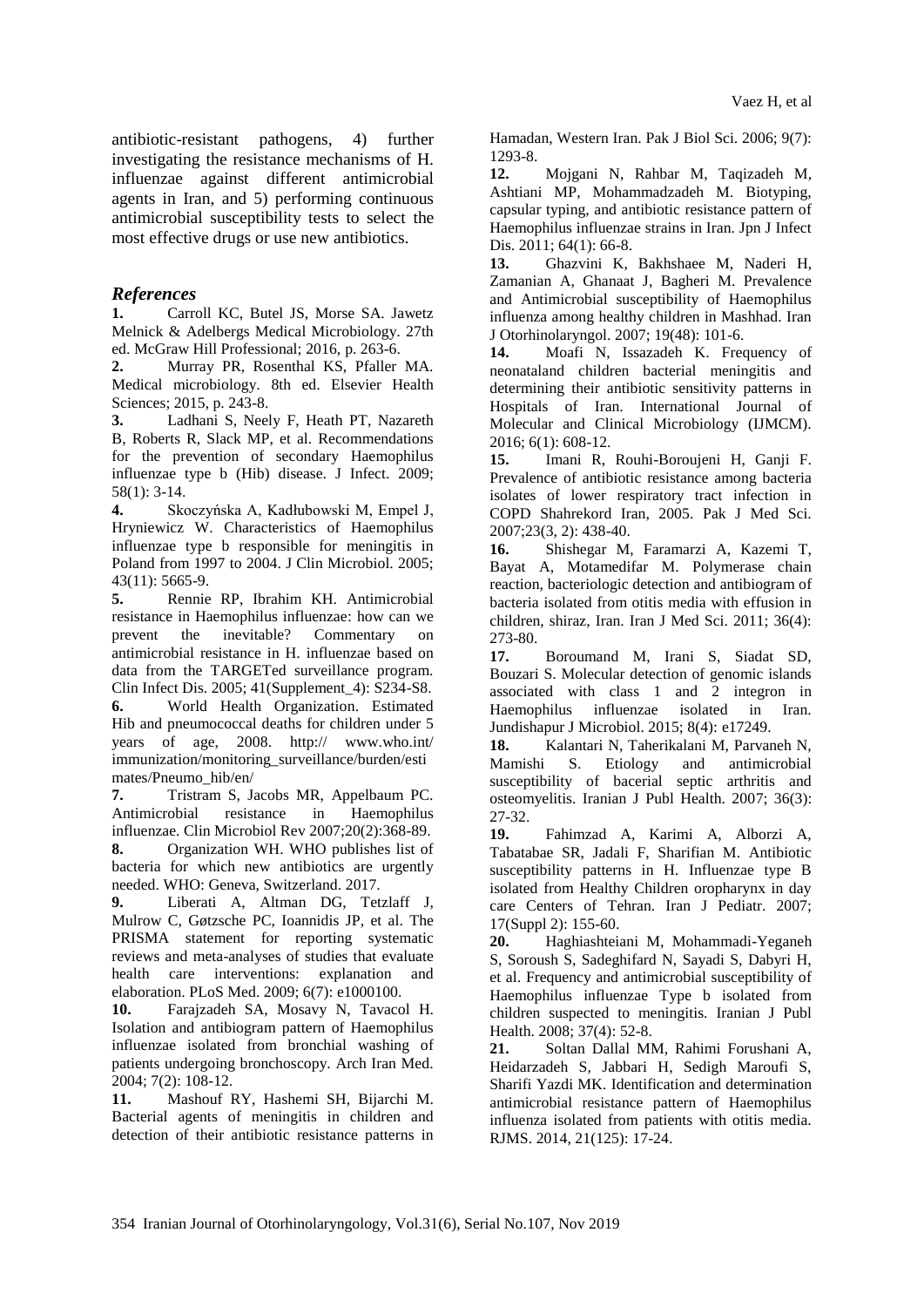antibiotic-resistant pathogens, 4) further investigating the resistance mechanisms of H. influenzae against different antimicrobial agents in Iran, and 5) performing continuous antimicrobial susceptibility tests to select the most effective drugs or use new antibiotics.

## *References*

**1.** Carroll KC, Butel JS, Morse SA. Jawetz Melnick & Adelbergs Medical Microbiology. 27th ed. McGraw Hill Professional; 2016, p. 263-6.

**2.** Murray PR, Rosenthal KS, Pfaller MA. Medical microbiology. 8th ed. Elsevier Health Sciences; 2015, p. 243-8.

**3.** Ladhani S, Neely F, Heath PT, Nazareth B, Roberts R, Slack MP, et al. Recommendations for the prevention of secondary Haemophilus influenzae type b (Hib) disease. J Infect. 2009; 58(1): 3-14.

**4.** Skoczyńska A, Kadłubowski M, Empel J, Hryniewicz W. Characteristics of Haemophilus influenzae type b responsible for meningitis in Poland from 1997 to 2004. J Clin Microbiol. 2005; 43(11): 5665-9.

**5.** Rennie RP, Ibrahim KH. Antimicrobial resistance in Haemophilus influenzae: how can we prevent the inevitable? Commentary on antimicrobial resistance in H. influenzae based on data from the TARGETed surveillance program. Clin Infect Dis. 2005; 41(Supplement_4): S234-S8.

**6.** World Health Organization. Estimated Hib and pneumococcal deaths for children under 5 years of age, 2008. http:// www.who.int/ immunization/monitoring_surveillance/burden/estimates/Pneumo_hib/en/

**7.** Tristram S, Jacobs MR, Appelbaum PC. Antimicrobial resistance in Haemophilus influenzae. Clin Microbiol Rev 2007;20(2):368-89.

**8.** Organization WH. WHO publishes list of bacteria for which new antibiotics are urgently needed. WHO: Geneva, Switzerland. 2017.

**9.** Liberati A, Altman DG, Tetzlaff J, Mulrow C, Gøtzsche PC, Ioannidis JP, et al. The PRISMA statement for reporting systematic reviews and meta-analyses of studies that evaluate health care interventions: explanation and elaboration. PLoS Med. 2009; 6(7): e1000100.

**10.** Farajzadeh SA, Mosavy N, Tavacol H. Isolation and antibiogram pattern of Haemophilus influenzae isolated from bronchial washing of patients undergoing bronchoscopy. Arch Iran Med. 2004; 7(2): 108-12.

**11.** Mashouf RY, Hashemi SH, Bijarchi M. Bacterial agents of meningitis in children and detection of their antibiotic resistance patterns in Hamadan, Western Iran. Pak J Biol Sci. 2006; 9(7): 1293-8.

**12.** Mojgani N, Rahbar M, Taqizadeh M, Ashtiani MP, Mohammadzadeh M. Biotyping, capsular typing, and antibiotic resistance pattern of Haemophilus influenzae strains in Iran. Jpn J Infect Dis. 2011; 64(1): 66-8.

**13.** Ghazvini K, Bakhshaee M, Naderi H, Zamanian A, Ghanaat J, Bagheri M. Prevalence and Antimicrobial susceptibility of Haemophilus influenza among healthy children in Mashhad. Iran J Otorhinolaryngol. 2007; 19(48): 101-6.

**14.** Moafi N, Issazadeh K. Frequency of neonataland children bacterial meningitis and determining their antibiotic sensitivity patterns in Hospitals of Iran. International Journal of Molecular and Clinical Microbiology (IJMCM). 2016; 6(1): 608-12.

**15.** Imani R, Rouhi-Boroujeni H, Ganji F. Prevalence of antibiotic resistance among bacteria isolates of lower respiratory tract infection in COPD Shahrekord Iran, 2005. Pak J Med Sci. 2007;23(3, 2): 438-40.

**16.** Shishegar M, Faramarzi A, Kazemi T, Bayat A, Motamedifar M. Polymerase chain reaction, bacteriologic detection and antibiogram of bacteria isolated from otitis media with effusion in children, shiraz, Iran. Iran J Med Sci. 2011; 36(4): 273-80.

**17.** Boroumand M, Irani S, Siadat SD, Bouzari S. Molecular detection of genomic islands associated with class 1 and 2 integron in Haemophilus influenzae isolated in Iran. Jundishapur J Microbiol. 2015; 8(4): e17249.

**18.** Kalantari N, Taherikalani M, Parvaneh N, Mamishi S. Etiology and antimicrobial susceptibility of bacerial septic arthritis and osteomyelitis. Iranian J Publ Health. 2007; 36(3): 27-32.

**19.** Fahimzad A, Karimi A, Alborzi A, Tabatabae SR, Jadali F, Sharifian M. Antibiotic susceptibility patterns in H. Influenzae type B isolated from Healthy Children oropharynx in day care Centers of Tehran. Iran J Pediatr. 2007; 17(Suppl 2): 155-60.

**20.** Haghiashteiani M, Mohammadi-Yeganeh S, Soroush S, Sadeghifard N, Sayadi S, Dabyri H, et al. Frequency and antimicrobial susceptibility of Haemophilus influenzae Type b isolated from children suspected to meningitis. Iranian J Publ Health. 2008; 37(4): 52-8.

**21.** Soltan Dallal MM, Rahimi Forushani A, Heidarzadeh S, Jabbari H, Sedigh Maroufi S, Sharifi Yazdi MK. Identification and determination antimicrobial resistance pattern of Haemophilus influenza isolated from patients with otitis media. RJMS. 2014, 21(125): 17-24.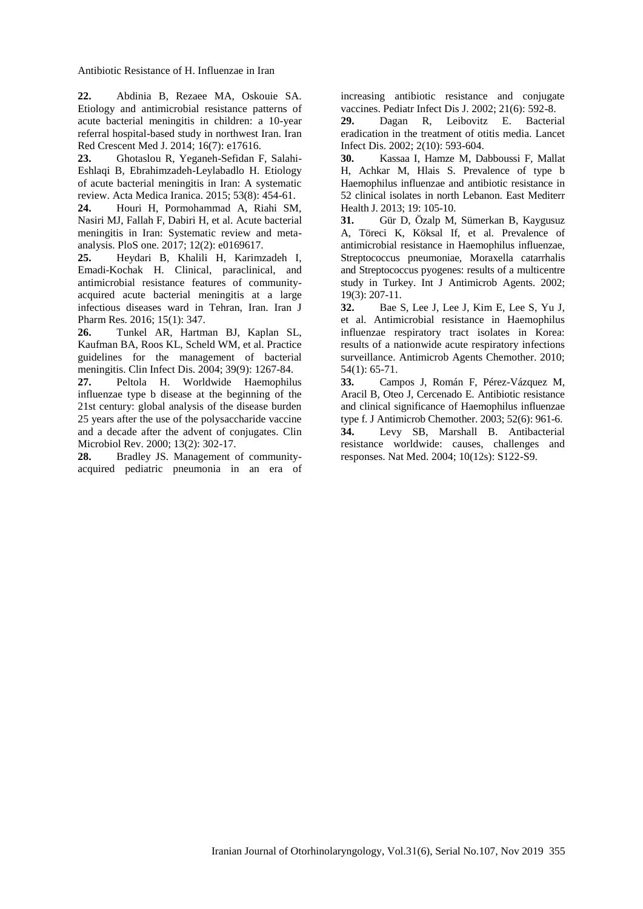**22.** Abdinia B, Rezaee MA, Oskouie SA. Etiology and antimicrobial resistance patterns of acute bacterial meningitis in children: a 10-year referral hospital-based study in northwest Iran. Iran Red Crescent Med J. 2014; 16(7): e17616.

**23.** Ghotaslou R, Yeganeh-Sefidan F, Salahi-Eshlaqi B, Ebrahimzadeh-Leylabadlo H. Etiology of acute bacterial meningitis in Iran: A systematic review. Acta Medica Iranica. 2015; 53(8): 454-61.

**24.** Houri H, Pormohammad A, Riahi SM, Nasiri MJ, Fallah F, Dabiri H, et al. Acute bacterial meningitis in Iran: Systematic review and meta-analysis. PloS one. 2017; 12(2): e0169617.

**25.** Heydari B, Khalili H, Karimzadeh I, Emadi-Kochak H. Clinical, paraclinical, and antimicrobial resistance features of community-acquired acute bacterial meningitis at a large infectious diseases ward in Tehran, Iran. Iran J Pharm Res. 2016; 15(1): 347.

**26.** Tunkel AR, Hartman BJ, Kaplan SL, Kaufman BA, Roos KL, Scheld WM, et al. Practice guidelines for the management of bacterial meningitis. Clin Infect Dis. 2004; 39(9): 1267-84.

**27.** Peltola H. Worldwide Haemophilus influenzae type b disease at the beginning of the 21st century: global analysis of the disease burden 25 years after the use of the polysaccharide vaccine and a decade after the advent of conjugates. Clin Microbiol Rev. 2000; 13(2): 302-17.

**28.** Bradley JS. Management of community-acquired pediatric pneumonia in an era of increasing antibiotic resistance and conjugate vaccines. Pediatr Infect Dis J. 2002; 21(6): 592-8.

**29.** Dagan R, Leibovitz E. Bacterial eradication in the treatment of otitis media. Lancet Infect Dis. 2002; 2(10): 593-604.

**30.** Kassaa I, Hamze M, Dabboussi F, Mallat H, Achkar M, Hlais S. Prevalence of type b Haemophilus influenzae and antibiotic resistance in 52 clinical isolates in north Lebanon. East Mediterr Health J. 2013; 19: 105-10.

**31.** Gür D, Özalp M, Sümerkan B, Kaygusuz A, Töreci K, Köksal If, et al. Prevalence of antimicrobial resistance in Haemophilus influenzae, Streptococcus pneumoniae, Moraxella catarrhalis and Streptococcus pyogenes: results of a multicentre study in Turkey. Int J Antimicrob Agents. 2002; 19(3): 207-11.

**32.** Bae S, Lee J, Lee J, Kim E, Lee S, Yu J, et al. Antimicrobial resistance in Haemophilus influenzae respiratory tract isolates in Korea: results of a nationwide acute respiratory infections surveillance. Antimicrob Agents Chemother. 2010; 54(1): 65-71.

**33.** Campos J, Román F, Pérez-Vázquez M, Aracil B, Oteo J, Cercenado E. Antibiotic resistance and clinical significance of Haemophilus influenzae type f. J Antimicrob Chemother. 2003; 52(6): 961-6.

**34.** Levy SB, Marshall B. Antibacterial resistance worldwide: causes, challenges and responses. Nat Med. 2004; 10(12s): S122-S9.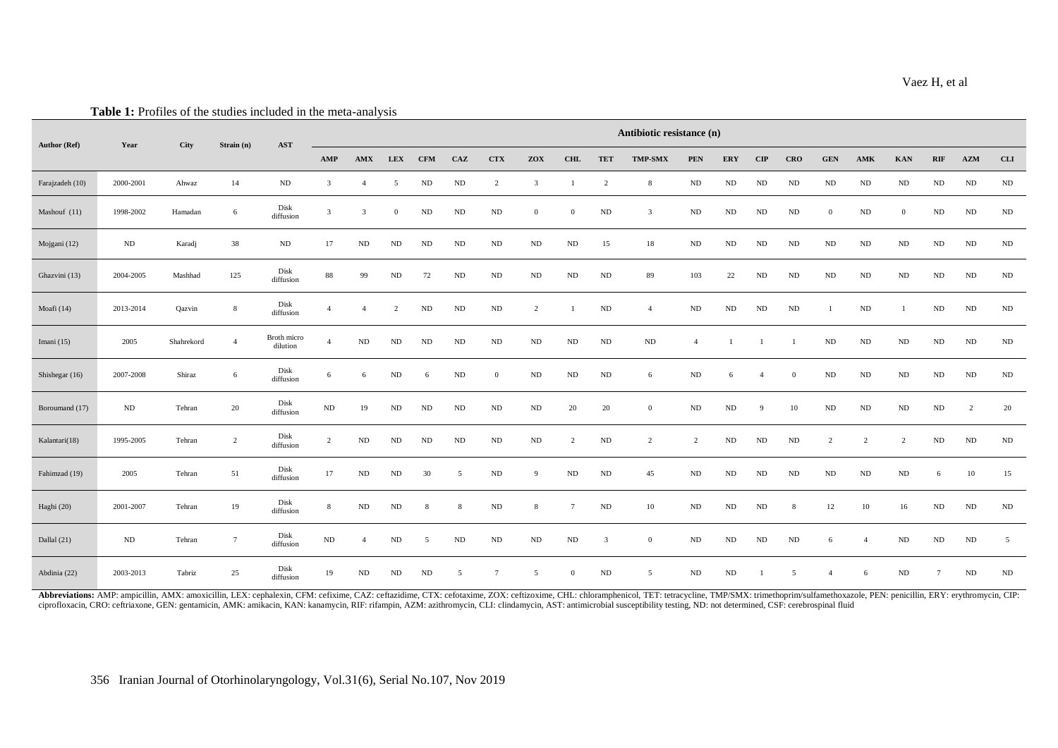**Table 1:** Profiles of the studies included in the meta-analysis

| Author (Ref) | Year | City | Strain (n) | AST | Antibiotic resistance (n) | | | | | | | | | | | | | | | | | | | | |
|---|---|---|---|---|---|---|---|---|---|---|---|---|---|---|---|---|---|---|---|---|---|---|---|---|---|
| | | | | | AMP | AMX | LEX | CFM | CAZ | CTX | ZOX | CHL | TET | TMP-SMX | PEN | ERY | CIP | CRO | GEN | AMK | KAN | RIF | AZM | CLI |
| Farajzadeh (10) | 2000-2001 | Ahwaz | 14 | ND | 3 | 4 | 5 | ND | ND | 2 | 3 | 1 | 2 | 8 | ND | ND | ND | ND | ND | ND | ND | ND | ND | ND |
| Mashouf (11) | 1998-2002 | Hamadan | 6 | Disk diffusion | 3 | 3 | 0 | ND | ND | ND | 0 | 0 | ND | 3 | ND | ND | ND | ND | 0 | ND | 0 | ND | ND | ND |
| Mojgani (12) | ND | Karadj | 38 | ND | 17 | ND | ND | ND | ND | ND | ND | ND | 15 | 18 | ND | ND | ND | ND | ND | ND | ND | ND | ND | ND |
| Ghazvini (13) | 2004-2005 | Mashhad | 125 | Disk diffusion | 88 | 99 | ND | 72 | ND | ND | ND | ND | ND | 89 | 103 | 22 | ND | ND | ND | ND | ND | ND | ND | ND |
| Moafi (14) | 2013-2014 | Qazvin | 8 | Disk diffusion | 4 | 4 | 2 | ND | ND | ND | 2 | 1 | ND | 4 | ND | ND | ND | ND | 1 | ND | 1 | ND | ND | ND |
| Imani (15) | 2005 | Shahrekord | 4 | Broth micro dilution | 4 | ND | ND | ND | ND | ND | ND | ND | ND | ND | 4 | 1 | 1 | 1 | ND | ND | ND | ND | ND | ND |
| Shishegar (16) | 2007-2008 | Shiraz | 6 | Disk diffusion | 6 | 6 | ND | 6 | ND | 0 | ND | ND | ND | 6 | ND | 6 | 4 | 0 | ND | ND | ND | ND | ND | ND |
| Boroumand (17) | ND | Tehran | 20 | Disk diffusion | ND | 19 | ND | ND | ND | ND | ND | 20 | 20 | 0 | ND | ND | 9 | 10 | ND | ND | ND | ND | 2 | 20 |
| Kalantari(18) | 1995-2005 | Tehran | 2 | Disk diffusion | 2 | ND | ND | ND | ND | ND | ND | 2 | ND | 2 | 2 | ND | ND | ND | 2 | 2 | 2 | ND | ND | ND |
| Fahimzad (19) | 2005 | Tehran | 51 | Disk diffusion | 17 | ND | ND | 30 | 5 | ND | 9 | ND | ND | 45 | ND | ND | ND | ND | ND | ND | ND | 6 | 10 | 15 |
| Haghi (20) | 2001-2007 | Tehran | 19 | Disk diffusion | 8 | ND | ND | 8 | 8 | ND | 8 | 7 | ND | 10 | ND | ND | ND | 8 | 12 | 10 | 16 | ND | ND | ND |
| Dallal (21) | ND | Tehran | 7 | Disk diffusion | ND | 4 | ND | 5 | ND | ND | ND | ND | 3 | 0 | ND | ND | ND | ND | 6 | 4 | ND | ND | ND | 5 |
| Abdinia (22) | 2003-2013 | Tabriz | 25 | Disk diffusion | 19 | ND | ND | ND | 5 | 7 | 5 | 0 | ND | 5 | ND | ND | 1 | 5 | 4 | 6 | ND | 7 | ND | ND |

**Abbreviations:** AMP: ampicillin, AMX: amoxicillin, LEX: cephalexin, CFM: cefixime, CAZ: ceftazidime, CTX: cefotaxime, ZOX: ceftizoxime, CHL: chloramphenicol, TET: tetracycline, TMP/SMX: trimethoprim/sulfamethoxazole, PEN: penicillin, ERY: erythromycin, CIP: ciprofloxacin, CRO: ceftriaxone, GEN: gentamicin, AMK: amikacin, KAN: kanamycin, RIF: rifampin, AZM: azithromycin, CLI: clindamycin, AST: antimicrobial susceptibility testing, ND: not determined, CSF: cerebrospinal fluid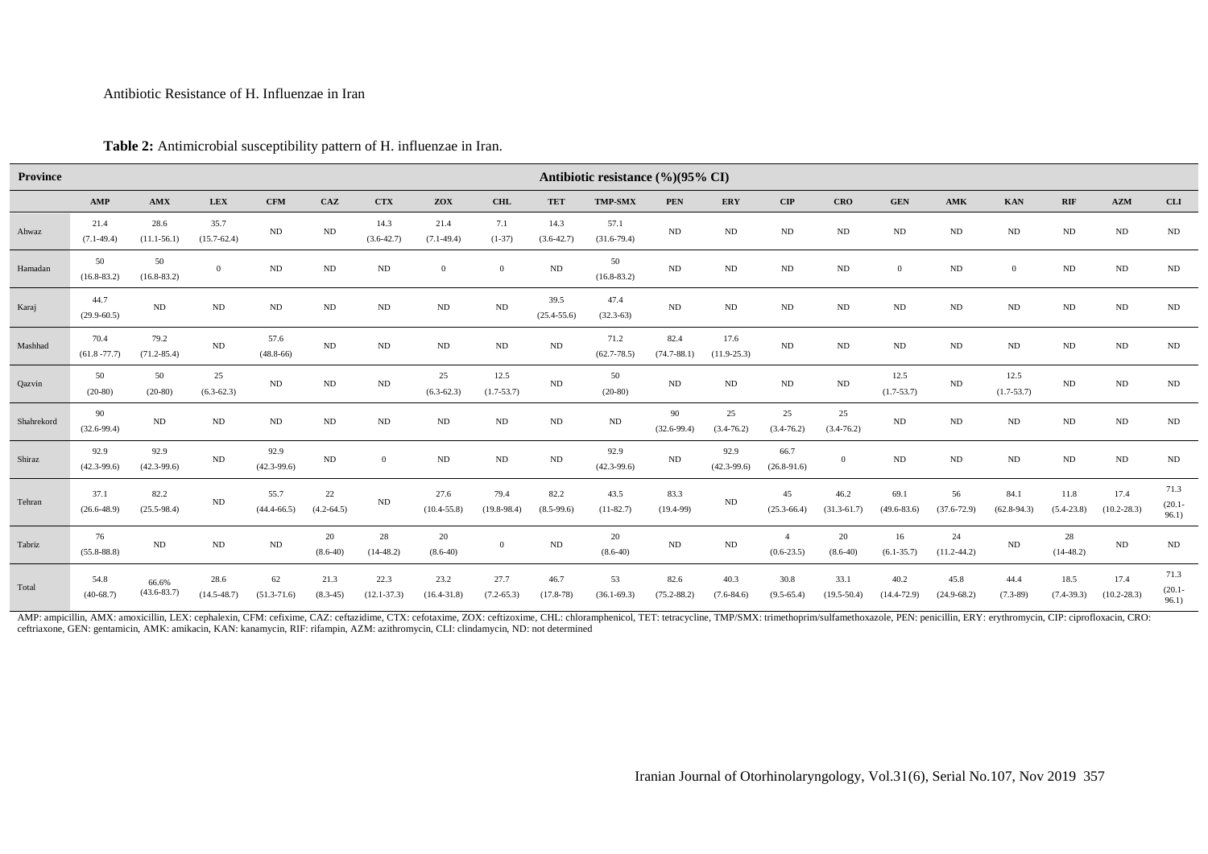**Table 2:** Antimicrobial susceptibility pattern of H. influenzae in Iran.

| Province | Antibiotic resistance (%)(95% CI) | | | | | | | | | | | | | | | | | | | |
|---|---|---|---|---|---|---|---|---|---|---|---|---|---|---|---|---|---|---|---|---|
| | AMP | AMX | LEX | CFM | CAZ | CTX | ZOX | CHL | TET | TMP-SMX | PEN | ERY | CIP | CRO | GEN | AMK | KAN | RIF | AZM | CLI |
| Ahwaz | 21.4 (7.1-49.4) | 28.6 (11.1-56.1) | 35.7 (15.7-62.4) | ND | ND | 14.3 (3.6-42.7) | 21.4 (7.1-49.4) | 7.1 (1-37) | 14.3 (3.6-42.7) | 57.1 (31.6-79.4) | ND | ND | ND | ND | ND | ND | ND | ND | ND | ND |
| Hamadan | 50 (16.8-83.2) | 50 (16.8-83.2) | 0 | ND | ND | ND | 0 | 0 | ND | 50 (16.8-83.2) | ND | ND | ND | ND | 0 | ND | 0 | ND | ND | ND |
| Karaj | 44.7 (29.9-60.5) | ND | ND | ND | ND | ND | ND | ND | 39.5 (25.4-55.6) | 47.4 (32.3-63) | ND | ND | ND | ND | ND | ND | ND | ND | ND | ND |
| Mashhad | 70.4 (61.8 -77.7) | 79.2 (71.2-85.4) | ND | 57.6 (48.8-66) | ND | ND | ND | ND | ND | 71.2 (62.7-78.5) | 82.4 (74.7-88.1) | 17.6 (11.9-25.3) | ND | ND | ND | ND | ND | ND | ND | ND |
| Qazvin | 50 (20-80) | 50 (20-80) | 25 (6.3-62.3) | ND | ND | ND | 25 (6.3-62.3) | 12.5 (1.7-53.7) | ND | 50 (20-80) | ND | ND | ND | ND | 12.5 (1.7-53.7) | ND | 12.5 (1.7-53.7) | ND | ND | ND |
| Shahrekord | 90 (32.6-99.4) | ND | ND | ND | ND | ND | ND | ND | ND | ND | 90 (32.6-99.4) | 25 (3.4-76.2) | 25 (3.4-76.2) | 25 (3.4-76.2) | ND | ND | ND | ND | ND | ND |
| Shiraz | 92.9 (42.3-99.6) | 92.9 (42.3-99.6) | ND | 92.9 (42.3-99.6) | ND | 0 | ND | ND | ND | 92.9 (42.3-99.6) | ND | 92.9 (42.3-99.6) | 66.7 (26.8-91.6) | 0 | ND | ND | ND | ND | ND | ND |
| Tehran | 37.1 (26.6-48.9) | 82.2 (25.5-98.4) | ND | 55.7 (44.4-66.5) | 22 (4.2-64.5) | ND | 27.6 (10.4-55.8) | 79.4 (19.8-98.4) | 82.2 (8.5-99.6) | 43.5 (11-82.7) | 83.3 (19.4-99) | ND | 45 (25.3-66.4) | 46.2 (31.3-61.7) | 69.1 (49.6-83.6) | 56 (37.6-72.9) | 84.1 (62.8-94.3) | 11.8 (5.4-23.8) | 17.4 (10.2-28.3) | 71.3 (20.1-96.1) |
| Tabriz | 76 (55.8-88.8) | ND | ND | ND | 20 (8.6-40) | 28 (14-48.2) | 20 (8.6-40) | 0 | ND | 20 (8.6-40) | ND | ND | 4 (0.6-23.5) | 20 (8.6-40) | 16 (6.1-35.7) | 24 (11.2-44.2) | ND | 28 (14-48.2) | ND | ND |
| Total | 54.8 (40-68.7) | 66.6% (43.6-83.7) | 28.6 (14.5-48.7) | 62 (51.3-71.6) | 21.3 (8.3-45) | 22.3 (12.1-37.3) | 23.2 (16.4-31.8) | 27.7 (7.2-65.3) | 46.7 (17.8-78) | 53 (36.1-69.3) | 82.6 (75.2-88.2) | 40.3 (7.6-84.6) | 30.8 (9.5-65.4) | 33.1 (19.5-50.4) | 40.2 (14.4-72.9) | 45.8 (24.9-68.2) | 44.4 (7.3-89) | 18.5 (7.4-39.3) | 17.4 (10.2-28.3) | 71.3 (20.1-96.1) |

AMP: ampicillin, AMX: amoxicillin, LEX: cephalexin, CFM: cefixime, CAZ: ceftazidime, CTX: cefotaxime, ZOX: ceftizoxime, CHL: chloramphenicol, TET: tetracycline, TMP/SMX: trimethoprim/sulfamethoxazole, PEN: penicillin, ERY: erythromycin, CIP: ciprofloxacin, CRO: ceftriaxone, GEN: gentamicin, AMK: amikacin, KAN: kanamycin, RIF: rifampin, AZM: azithromycin, CLI: clindamycin, ND: not determined